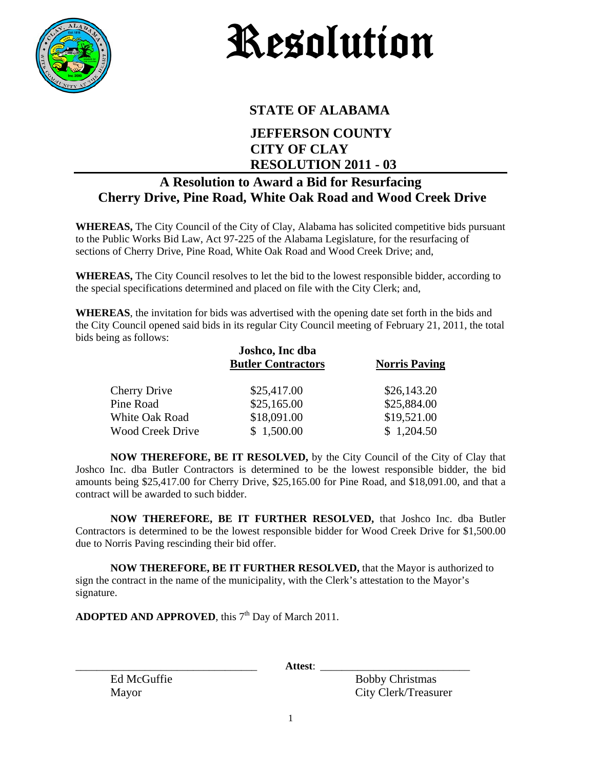# Resolution

## STATE OF ALABAMA

## JEFFERSON COUNTY
## CITY OF CLAY
## RESOLUTION 2011 - 03

## A Resolution to Award a Bid for Resurfacing Cherry Drive, Pine Road, White Oak Road and Wood Creek Drive

**WHEREAS,** The City Council of the City of Clay, Alabama has solicited competitive bids pursuant to the Public Works Bid Law, Act 97-225 of the Alabama Legislature, for the resurfacing of sections of Cherry Drive, Pine Road, White Oak Road and Wood Creek Drive; and,

**WHEREAS,** The City Council resolves to let the bid to the lowest responsible bidder, according to the special specifications determined and placed on file with the City Clerk; and,

**WHEREAS**, the invitation for bids was advertised with the opening date set forth in the bids and the City Council opened said bids in its regular City Council meeting of February 21, 2011, the total bids being as follows:

| | Joshco, Inc dba Butler Contractors | Norris Paving |
|---|---|---|
| Cherry Drive | $25,417.00 | $26,143.20 |
| Pine Road | $25,165.00 | $25,884.00 |
| White Oak Road | $18,091.00 | $19,521.00 |
| Wood Creek Drive | $ 1,500.00 | $ 1,204.50 |

**NOW THEREFORE, BE IT RESOLVED,** by the City Council of the City of Clay that Joshco Inc. dba Butler Contractors is determined to be the lowest responsible bidder, the bid amounts being $25,417.00 for Cherry Drive, $25,165.00 for Pine Road, and $18,091.00, and that a contract will be awarded to such bidder.

**NOW THEREFORE, BE IT FURTHER RESOLVED,** that Joshco Inc. dba Butler Contractors is determined to be the lowest responsible bidder for Wood Creek Drive for $1,500.00 due to Norris Paving rescinding their bid offer.

**NOW THEREFORE, BE IT FURTHER RESOLVED,** that the Mayor is authorized to sign the contract in the name of the municipality, with the Clerk's attestation to the Mayor's signature.

**ADOPTED AND APPROVED**, this 7th Day of March 2011.

\_\_\_\_\_\_\_\_\_\_\_\_\_\_\_\_\_\_\_\_\_\_\_\_\_\_\_\_\_\_ **Attest**: \_\_\_\_\_\_\_\_\_\_\_\_\_\_\_\_\_\_\_\_\_\_\_\_\_\_\_\_

Ed McGuffie
Mayor

Bobby Christmas
City Clerk/Treasurer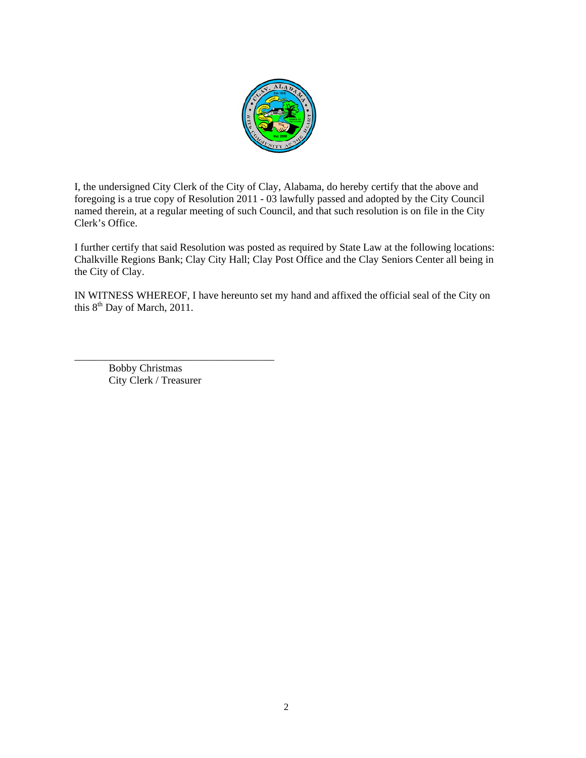I, the undersigned City Clerk of the City of Clay, Alabama, do hereby certify that the above and foregoing is a true copy of Resolution 2011 - 03 lawfully passed and adopted by the City Council named therein, at a regular meeting of such Council, and that such resolution is on file in the City Clerk's Office.

I further certify that said Resolution was posted as required by State Law at the following locations: Chalkville Regions Bank; Clay City Hall; Clay Post Office and the Clay Seniors Center all being in the City of Clay.

IN WITNESS WHEREOF, I have hereunto set my hand and affixed the official seal of the City on this 8th Day of March, 2011.

\_\_\_\_\_\_\_\_\_\_\_\_\_\_\_\_\_\_\_\_\_\_\_\_\_\_\_\_\_\_\_\_\_\_\_\_\_\_\_\_

Bobby Christmas
City Clerk / Treasurer